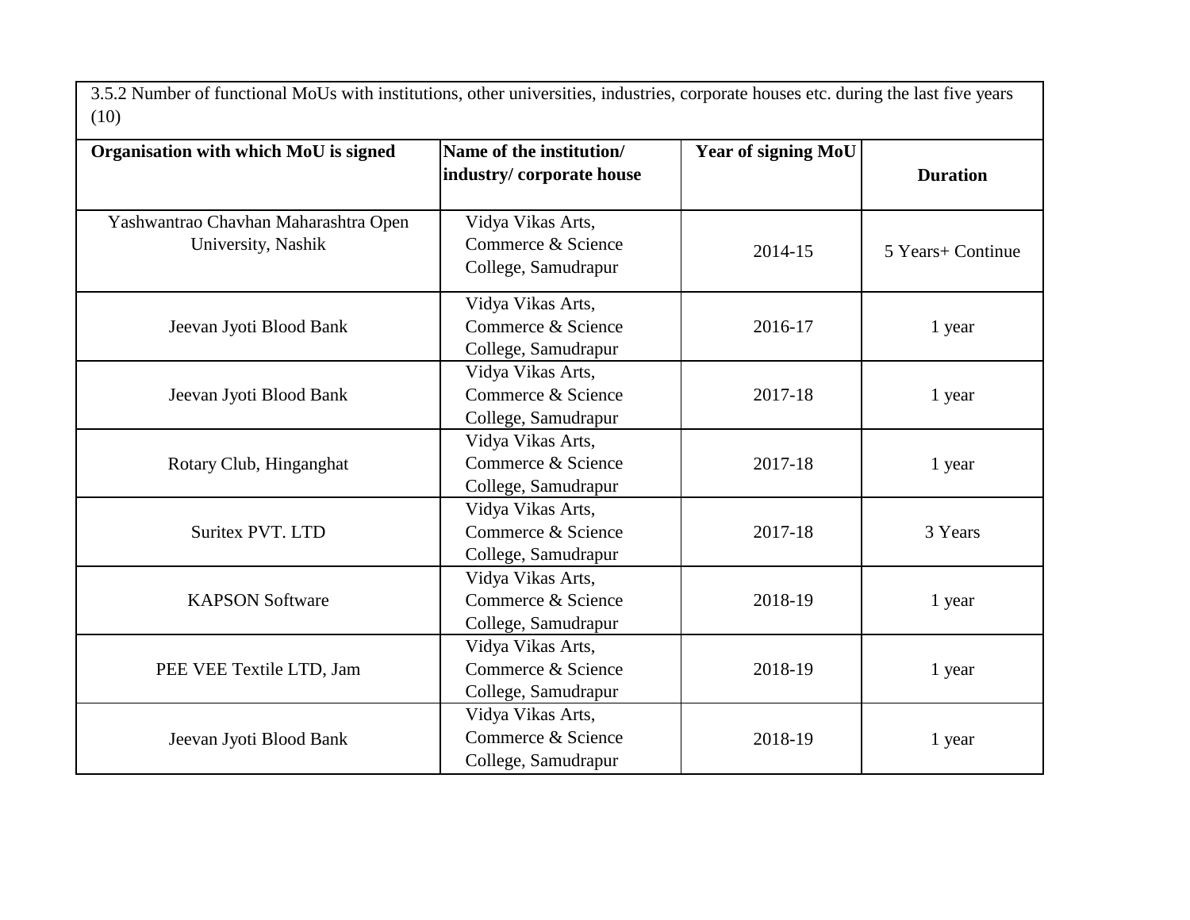3.5.2 Number of functional MoUs with institutions, other universities, industries, corporate houses etc. during the last five years (10)

| Organisation with which MoU is signed | Name of the institution/ industry/ corporate house | Year of signing MoU | Duration |
|---|---|---|---|
| Yashwantrao Chavhan Maharashtra Open University, Nashik | Vidya Vikas Arts, Commerce & Science College, Samudrapur | 2014-15 | 5 Years+ Continue |
| Jeevan Jyoti Blood Bank | Vidya Vikas Arts, Commerce & Science College, Samudrapur | 2016-17 | 1 year |
| Jeevan Jyoti Blood Bank | Vidya Vikas Arts, Commerce & Science College, Samudrapur | 2017-18 | 1 year |
| Rotary Club, Hinganghat | Vidya Vikas Arts, Commerce & Science College, Samudrapur | 2017-18 | 1 year |
| Suritex PVT. LTD | Vidya Vikas Arts, Commerce & Science College, Samudrapur | 2017-18 | 3 Years |
| KAPSON Software | Vidya Vikas Arts, Commerce & Science College, Samudrapur | 2018-19 | 1 year |
| PEE VEE Textile LTD, Jam | Vidya Vikas Arts, Commerce & Science College, Samudrapur | 2018-19 | 1 year |
| Jeevan Jyoti Blood Bank | Vidya Vikas Arts, Commerce & Science College, Samudrapur | 2018-19 | 1 year |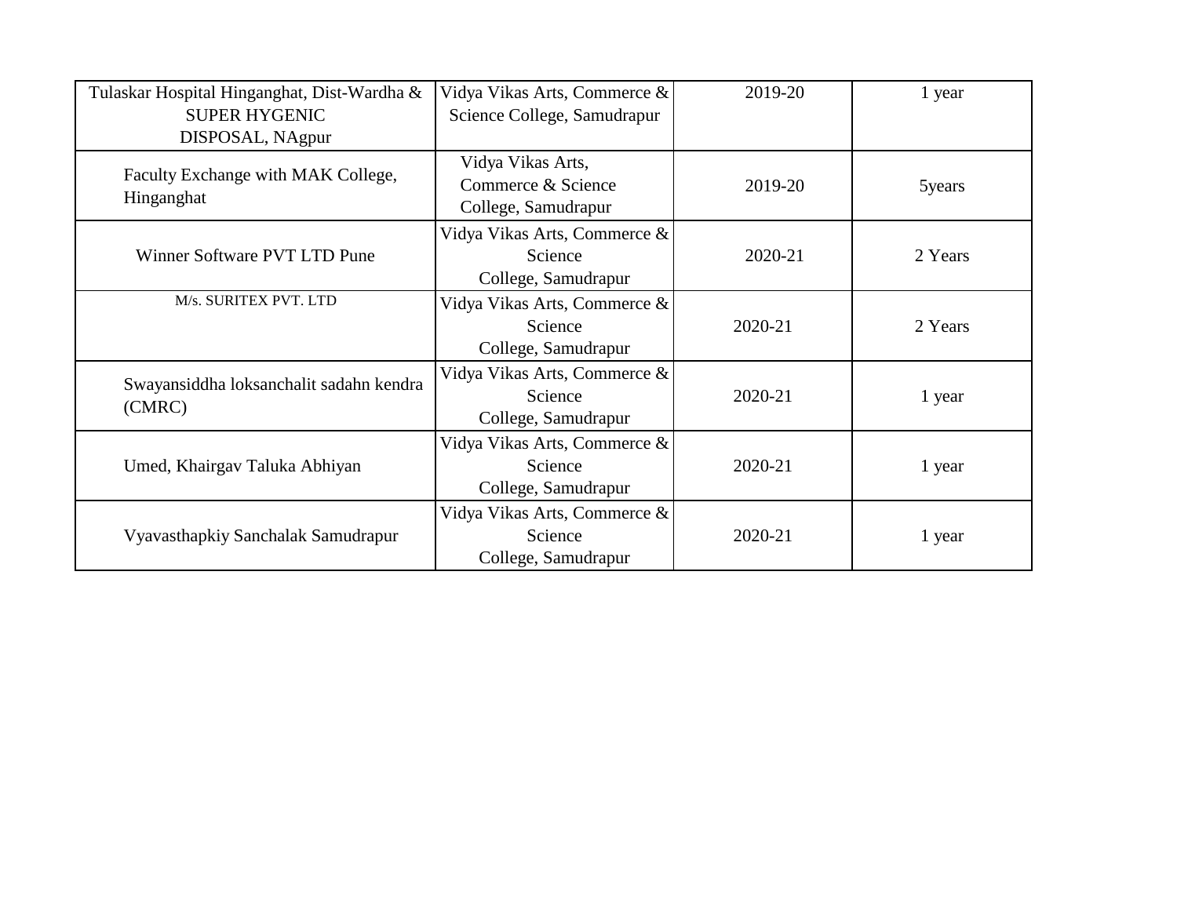| | | | |
|---|---|---|---|
| Tulaskar Hospital Hinganghat, Dist-Wardha & SUPER HYGENIC DISPOSAL, NAgpur | Vidya Vikas Arts, Commerce & Science College, Samudrapur | 2019-20 | 1 year |
| Faculty Exchange with MAK College, Hinganghat | Vidya Vikas Arts, Commerce & Science College, Samudrapur | 2019-20 | 5years |
| Winner Software PVT LTD Pune | Vidya Vikas Arts, Commerce & Science College, Samudrapur | 2020-21 | 2 Years |
| M/s. SURITEX PVT. LTD | Vidya Vikas Arts, Commerce & Science College, Samudrapur | 2020-21 | 2 Years |
| Swayansiddha loksanchalit sadahn kendra (CMRC) | Vidya Vikas Arts, Commerce & Science College, Samudrapur | 2020-21 | 1 year |
| Umed, Khairgav Taluka Abhiyan | Vidya Vikas Arts, Commerce & Science College, Samudrapur | 2020-21 | 1 year |
| Vyavasthapkiy Sanchalak Samudrapur | Vidya Vikas Arts, Commerce & Science College, Samudrapur | 2020-21 | 1 year |